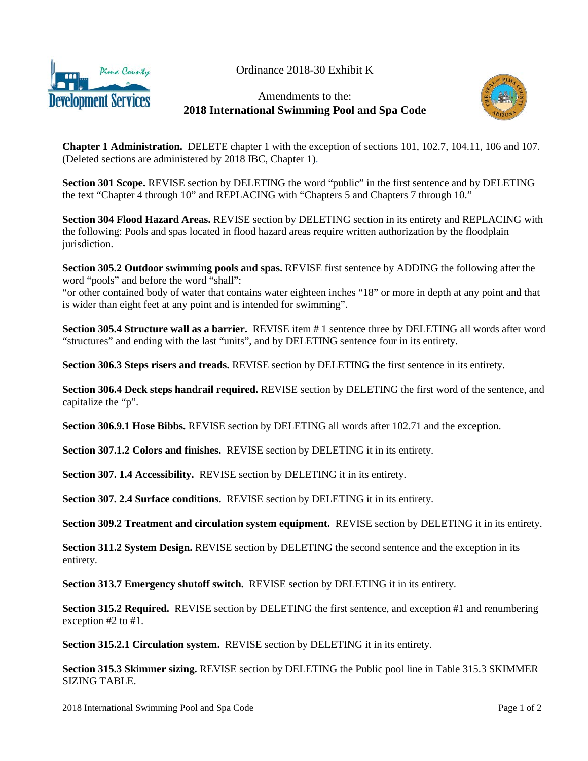Ordinance 2018-30 Exhibit K

# Amendments to the: 2018 International Swimming Pool and Spa Code

**Chapter 1 Administration.** DELETE chapter 1 with the exception of sections 101, 102.7, 104.11, 106 and 107. (Deleted sections are administered by 2018 IBC, Chapter 1).

**Section 301 Scope.** REVISE section by DELETING the word "public" in the first sentence and by DELETING the text "Chapter 4 through 10" and REPLACING with "Chapters 5 and Chapters 7 through 10."

**Section 304 Flood Hazard Areas.** REVISE section by DELETING section in its entirety and REPLACING with the following: Pools and spas located in flood hazard areas require written authorization by the floodplain jurisdiction.

**Section 305.2 Outdoor swimming pools and spas.** REVISE first sentence by ADDING the following after the word "pools" and before the word "shall":
"or other contained body of water that contains water eighteen inches "18" or more in depth at any point and that is wider than eight feet at any point and is intended for swimming".

**Section 305.4 Structure wall as a barrier.** REVISE item # 1 sentence three by DELETING all words after word "structures" and ending with the last "units", and by DELETING sentence four in its entirety.

**Section 306.3 Steps risers and treads.** REVISE section by DELETING the first sentence in its entirety.

**Section 306.4 Deck steps handrail required.** REVISE section by DELETING the first word of the sentence, and capitalize the "p".

**Section 306.9.1 Hose Bibbs.** REVISE section by DELETING all words after 102.71 and the exception.

**Section 307.1.2 Colors and finishes.** REVISE section by DELETING it in its entirety.

**Section 307. 1.4 Accessibility.** REVISE section by DELETING it in its entirety.

**Section 307. 2.4 Surface conditions.** REVISE section by DELETING it in its entirety.

**Section 309.2 Treatment and circulation system equipment.** REVISE section by DELETING it in its entirety.

**Section 311.2 System Design.** REVISE section by DELETING the second sentence and the exception in its entirety.

**Section 313.7 Emergency shutoff switch.** REVISE section by DELETING it in its entirety.

**Section 315.2 Required.** REVISE section by DELETING the first sentence, and exception #1 and renumbering exception #2 to #1.

**Section 315.2.1 Circulation system.** REVISE section by DELETING it in its entirety.

**Section 315.3 Skimmer sizing.** REVISE section by DELETING the Public pool line in Table 315.3 SKIMMER SIZING TABLE.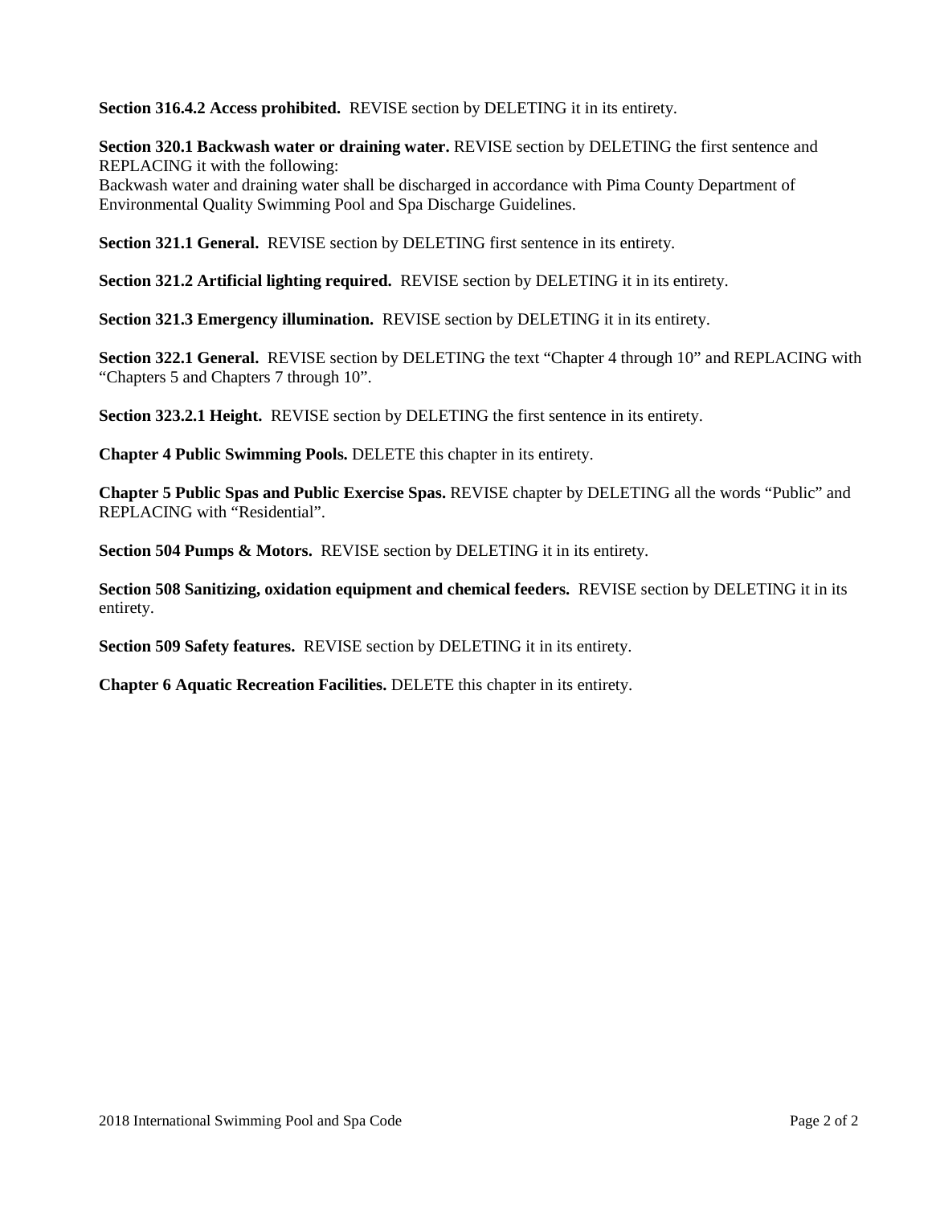**Section 316.4.2 Access prohibited.** REVISE section by DELETING it in its entirety.

**Section 320.1 Backwash water or draining water.** REVISE section by DELETING the first sentence and REPLACING it with the following:
Backwash water and draining water shall be discharged in accordance with Pima County Department of Environmental Quality Swimming Pool and Spa Discharge Guidelines.

**Section 321.1 General.** REVISE section by DELETING first sentence in its entirety.

**Section 321.2 Artificial lighting required.** REVISE section by DELETING it in its entirety.

**Section 321.3 Emergency illumination.** REVISE section by DELETING it in its entirety.

**Section 322.1 General.** REVISE section by DELETING the text "Chapter 4 through 10" and REPLACING with "Chapters 5 and Chapters 7 through 10".

**Section 323.2.1 Height.** REVISE section by DELETING the first sentence in its entirety.

**Chapter 4 Public Swimming Pools.** DELETE this chapter in its entirety.

**Chapter 5 Public Spas and Public Exercise Spas.** REVISE chapter by DELETING all the words "Public" and REPLACING with "Residential".

**Section 504 Pumps & Motors.** REVISE section by DELETING it in its entirety.

**Section 508 Sanitizing, oxidation equipment and chemical feeders.** REVISE section by DELETING it in its entirety.

**Section 509 Safety features.** REVISE section by DELETING it in its entirety.

**Chapter 6 Aquatic Recreation Facilities.** DELETE this chapter in its entirety.